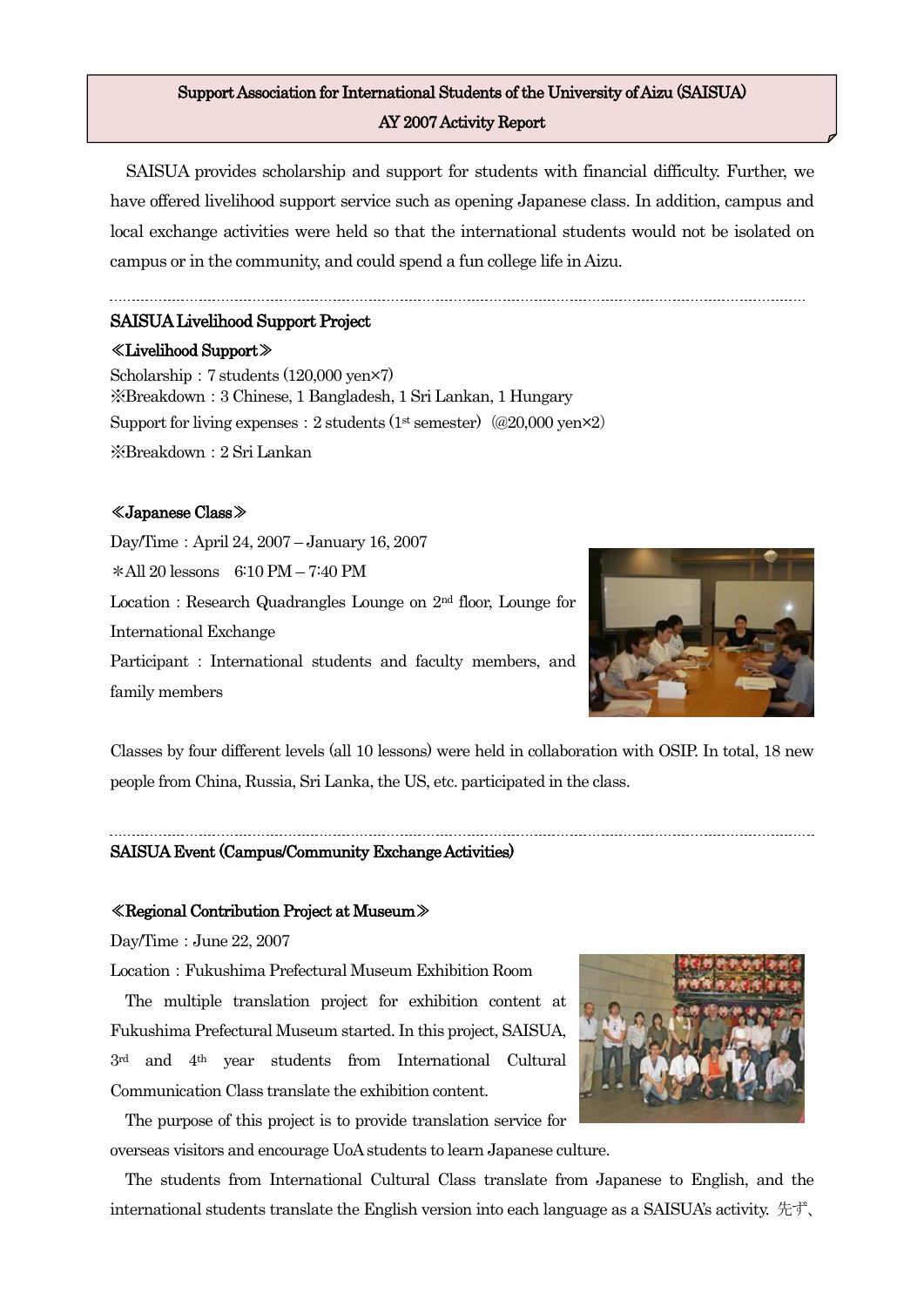# Support Association for International Students of the University of Aizu (SAISUA)
## AY 2007 Activity Report

SAISUA provides scholarship and support for students with financial difficulty. Further, we have offered livelihood support service such as opening Japanese class. In addition, campus and local exchange activities were held so that the international students would not be isolated on campus or in the community, and could spend a fun college life in Aizu.

---

### SAISUA Livelihood Support Project

**≪Livelihood Support≫**

Scholarship：7 students (120,000 yen×7)
※Breakdown：3 Chinese, 1 Bangladesh, 1 Sri Lankan, 1 Hungary
Support for living expenses：2 students (1st semester) (@20,000 yen×2)
※Breakdown：2 Sri Lankan

**≪Japanese Class≫**

Day/Time：April 24, 2007 – January 16, 2007
＊All 20 lessons　6:10 PM – 7:40 PM
Location：Research Quadrangles Lounge on 2nd floor, Lounge for International Exchange
Participant：International students and faculty members, and family members

Classes by four different levels (all 10 lessons) were held in collaboration with OSIP. In total, 18 new people from China, Russia, Sri Lanka, the US, etc. participated in the class.

---

### SAISUA Event (Campus/Community Exchange Activities)

**≪Regional Contribution Project at Museum≫**

Day/Time：June 22, 2007
Location：Fukushima Prefectural Museum Exhibition Room

The multiple translation project for exhibition content at Fukushima Prefectural Museum started. In this project, SAISUA, 3rd and 4th year students from International Cultural Communication Class translate the exhibition content.

The purpose of this project is to provide translation service for overseas visitors and encourage UoA students to learn Japanese culture.

The students from International Cultural Class translate from Japanese to English, and the international students translate the English version into each language as a SAISUA's activity. 先ず、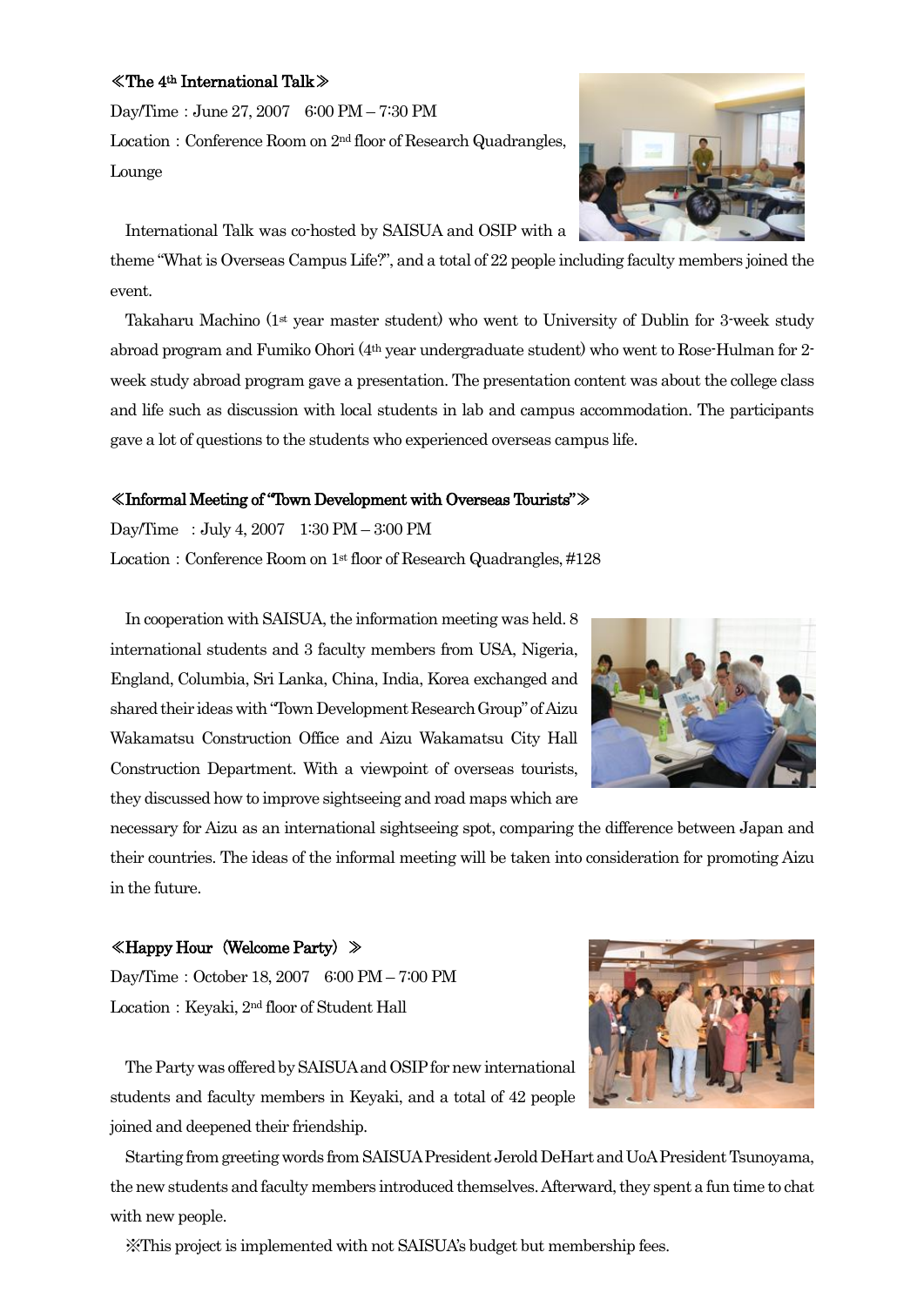### ≪The 4th International Talk≫

Day/Time : June 27, 2007 6:00 PM – 7:30 PM

Location : Conference Room on 2nd floor of Research Quadrangles, Lounge

International Talk was co-hosted by SAISUA and OSIP with a theme "What is Overseas Campus Life?", and a total of 22 people including faculty members joined the event.

Takaharu Machino (1st year master student) who went to University of Dublin for 3-week study abroad program and Fumiko Ohori (4th year undergraduate student) who went to Rose-Hulman for 2-week study abroad program gave a presentation. The presentation content was about the college class and life such as discussion with local students in lab and campus accommodation. The participants gave a lot of questions to the students who experienced overseas campus life.

### ≪Informal Meeting of "Town Development with Overseas Tourists"≫

Day/Time : July 4, 2007 1:30 PM – 3:00 PM

Location : Conference Room on 1st floor of Research Quadrangles, #128

In cooperation with SAISUA, the information meeting was held. 8 international students and 3 faculty members from USA, Nigeria, England, Columbia, Sri Lanka, China, India, Korea exchanged and shared their ideas with "Town Development Research Group" of Aizu Wakamatsu Construction Office and Aizu Wakamatsu City Hall Construction Department. With a viewpoint of overseas tourists, they discussed how to improve sightseeing and road maps which are necessary for Aizu as an international sightseeing spot, comparing the difference between Japan and their countries. The ideas of the informal meeting will be taken into consideration for promoting Aizu in the future.

### ≪Happy Hour (Welcome Party) ≫

Day/Time : October 18, 2007 6:00 PM – 7:00 PM

Location : Keyaki, 2nd floor of Student Hall

The Party was offered by SAISUA and OSIP for new international students and faculty members in Keyaki, and a total of 42 people joined and deepened their friendship.

Starting from greeting words from SAISUA President Jerold DeHart and UoA President Tsunoyama, the new students and faculty members introduced themselves. Afterward, they spent a fun time to chat with new people.

※This project is implemented with not SAISUA's budget but membership fees.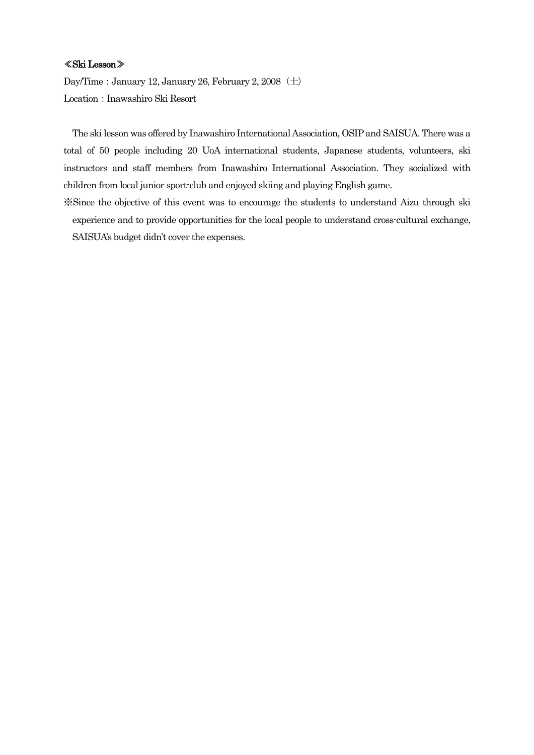## ≪Ski Lesson≫

Day/Time：January 12, January 26, February 2, 2008（土）

Location：Inawashiro Ski Resort

The ski lesson was offered by Inawashiro International Association, OSIP and SAISUA. There was a total of 50 people including 20 UoA international students, Japanese students, volunteers, ski instructors and staff members from Inawashiro International Association. They socialized with children from local junior sport-club and enjoyed skiing and playing English game.

※Since the objective of this event was to encourage the students to understand Aizu through ski experience and to provide opportunities for the local people to understand cross-cultural exchange, SAISUA's budget didn't cover the expenses.